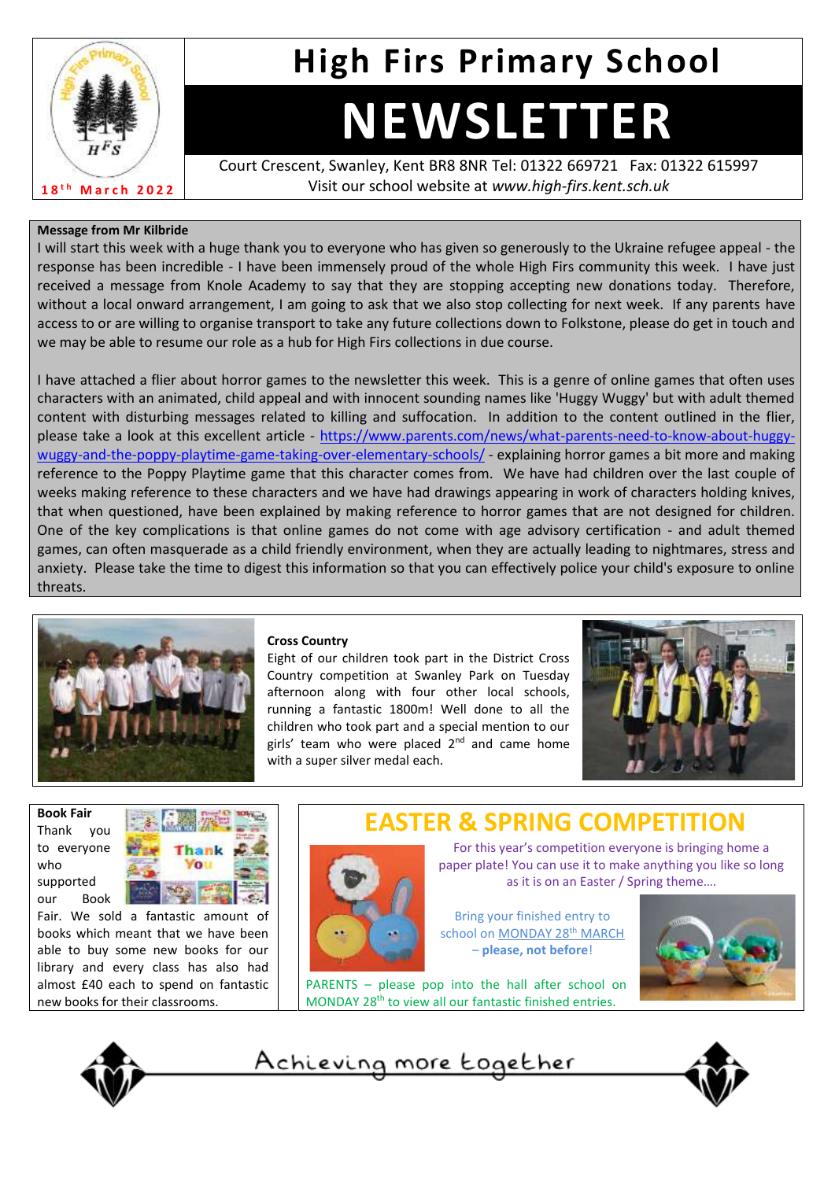# High Firs Primary School

# NEWSLETTER

18th March 2022

Court Crescent, Swanley, Kent BR8 8NR Tel: 01322 669721 Fax: 01322 615997
Visit our school website at *www.high-firs.kent.sch.uk*

**Message from Mr Kilbride**

I will start this week with a huge thank you to everyone who has given so generously to the Ukraine refugee appeal - the response has been incredible - I have been immensely proud of the whole High Firs community this week. I have just received a message from Knole Academy to say that they are stopping accepting new donations today. Therefore, without a local onward arrangement, I am going to ask that we also stop collecting for next week. If any parents have access to or are willing to organise transport to take any future collections down to Folkstone, please do get in touch and we may be able to resume our role as a hub for High Firs collections in due course.

I have attached a flier about horror games to the newsletter this week. This is a genre of online games that often uses characters with an animated, child appeal and with innocent sounding names like 'Huggy Wuggy' but with adult themed content with disturbing messages related to killing and suffocation. In addition to the content outlined in the flier, please take a look at this excellent article - https://www.parents.com/news/what-parents-need-to-know-about-huggy-wuggy-and-the-poppy-playtime-game-taking-over-elementary-schools/ - explaining horror games a bit more and making reference to the Poppy Playtime game that this character comes from. We have had children over the last couple of weeks making reference to these characters and we have had drawings appearing in work of characters holding knives, that when questioned, have been explained by making reference to horror games that are not designed for children. One of the key complications is that online games do not come with age advisory certification - and adult themed games, can often masquerade as a child friendly environment, when they are actually leading to nightmares, stress and anxiety. Please take the time to digest this information so that you can effectively police your child's exposure to online threats.

**Cross Country**

Eight of our children took part in the District Cross Country competition at Swanley Park on Tuesday afternoon along with four other local schools, running a fantastic 1800m! Well done to all the children who took part and a special mention to our girls' team who were placed 2nd and came home with a super silver medal each.

**Book Fair**

Thank you to everyone who supported our Book Fair. We sold a fantastic amount of books which meant that we have been able to buy some new books for our library and every class has also had almost £40 each to spend on fantastic new books for their classrooms.

## EASTER & SPRING COMPETITION

For this year's competition everyone is bringing home a paper plate! You can use it to make anything you like so long as it is on an Easter / Spring theme….

Bring your finished entry to school on MONDAY 28th MARCH – **please, not before**!

PARENTS – please pop into the hall after school on MONDAY 28th to view all our fantastic finished entries.

Achieving more together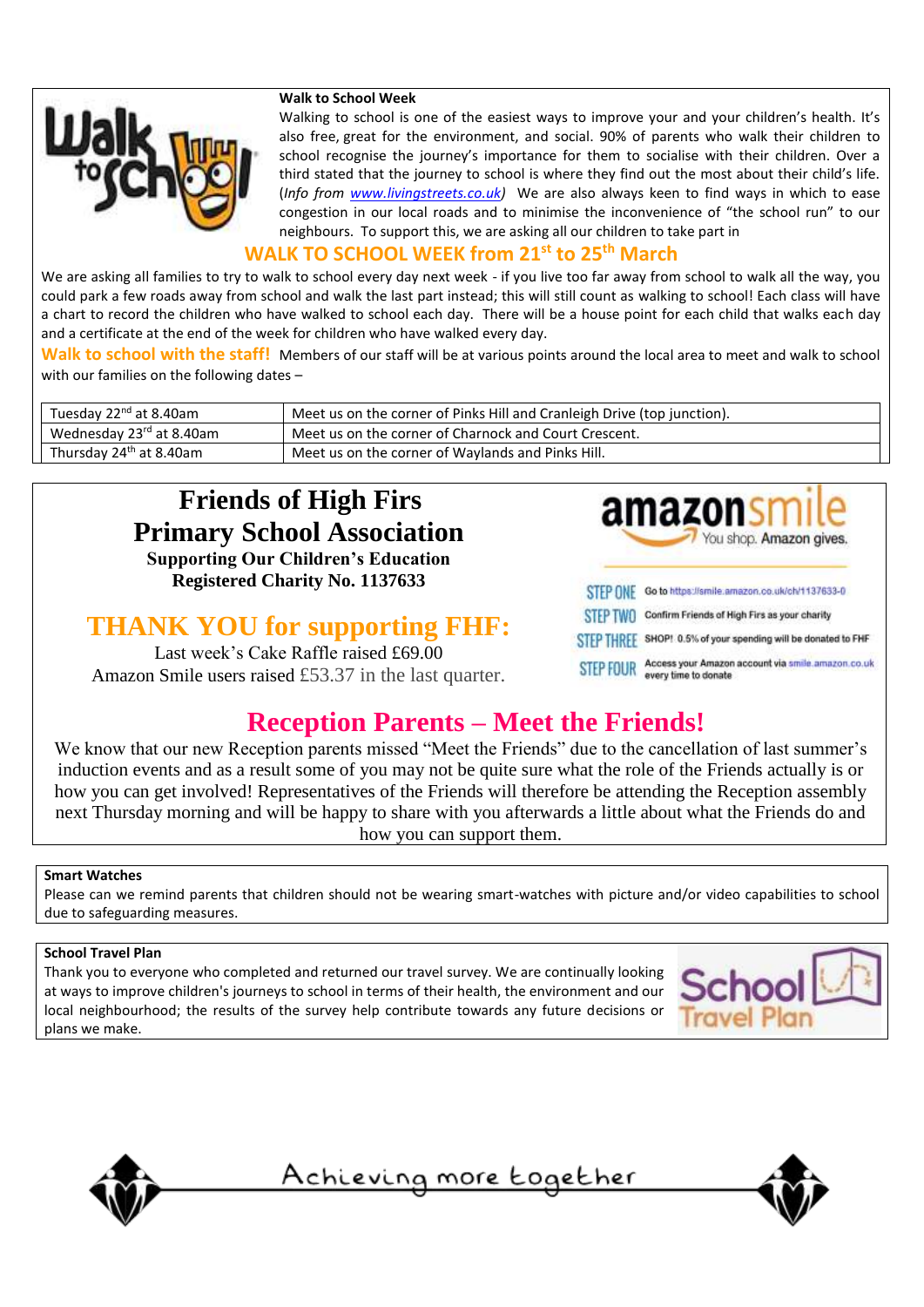**Walk to School Week**

Walking to school is one of the easiest ways to improve your and your children's health. It's also free, great for the environment, and social. 90% of parents who walk their children to school recognise the journey's importance for them to socialise with their children. Over a third stated that the journey to school is where they find out the most about their child's life. (*Info from* www.livingstreets.co.uk) We are also always keen to find ways in which to ease congestion in our local roads and to minimise the inconvenience of "the school run" to our neighbours. To support this, we are asking all our children to take part in

## WALK TO SCHOOL WEEK from 21st to 25th March

We are asking all families to try to walk to school every day next week - if you live too far away from school to walk all the way, you could park a few roads away from school and walk the last part instead; this will still count as walking to school! Each class will have a chart to record the children who have walked to school each day. There will be a house point for each child that walks each day and a certificate at the end of the week for children who have walked every day.

**Walk to school with the staff!** Members of our staff will be at various points around the local area to meet and walk to school with our families on the following dates –

| | |
|---|---|
| Tuesday 22nd at 8.40am | Meet us on the corner of Pinks Hill and Cranleigh Drive (top junction). |
| Wednesday 23rd at 8.40am | Meet us on the corner of Charnock and Court Crescent. |
| Thursday 24th at 8.40am | Meet us on the corner of Waylands and Pinks Hill. |

# Friends of High Firs Primary School Association

**Supporting Our Children's Education**
**Registered Charity No. 1137633**

## THANK YOU for supporting FHF:

Last week's Cake Raffle raised £69.00
Amazon Smile users raised £53.37 in the last quarter.

amazonsmile — You shop. Amazon gives.

- STEP ONE: Go to https://smile.amazon.co.uk/ch/1137633-0
- STEP TWO: Confirm Friends of High Firs as your charity
- STEP THREE: SHOP! 0.5% of your spending will be donated to FHF
- STEP FOUR: Access your Amazon account via smile.amazon.co.uk every time to donate

## Reception Parents – Meet the Friends!

We know that our new Reception parents missed "Meet the Friends" due to the cancellation of last summer's induction events and as a result some of you may not be quite sure what the role of the Friends actually is or how you can get involved! Representatives of the Friends will therefore be attending the Reception assembly next Thursday morning and will be happy to share with you afterwards a little about what the Friends do and how you can support them.

**Smart Watches**

Please can we remind parents that children should not be wearing smart-watches with picture and/or video capabilities to school due to safeguarding measures.

**School Travel Plan**

Thank you to everyone who completed and returned our travel survey. We are continually looking at ways to improve children's journeys to school in terms of their health, the environment and our local neighbourhood; the results of the survey help contribute towards any future decisions or plans we make.

Achieving more together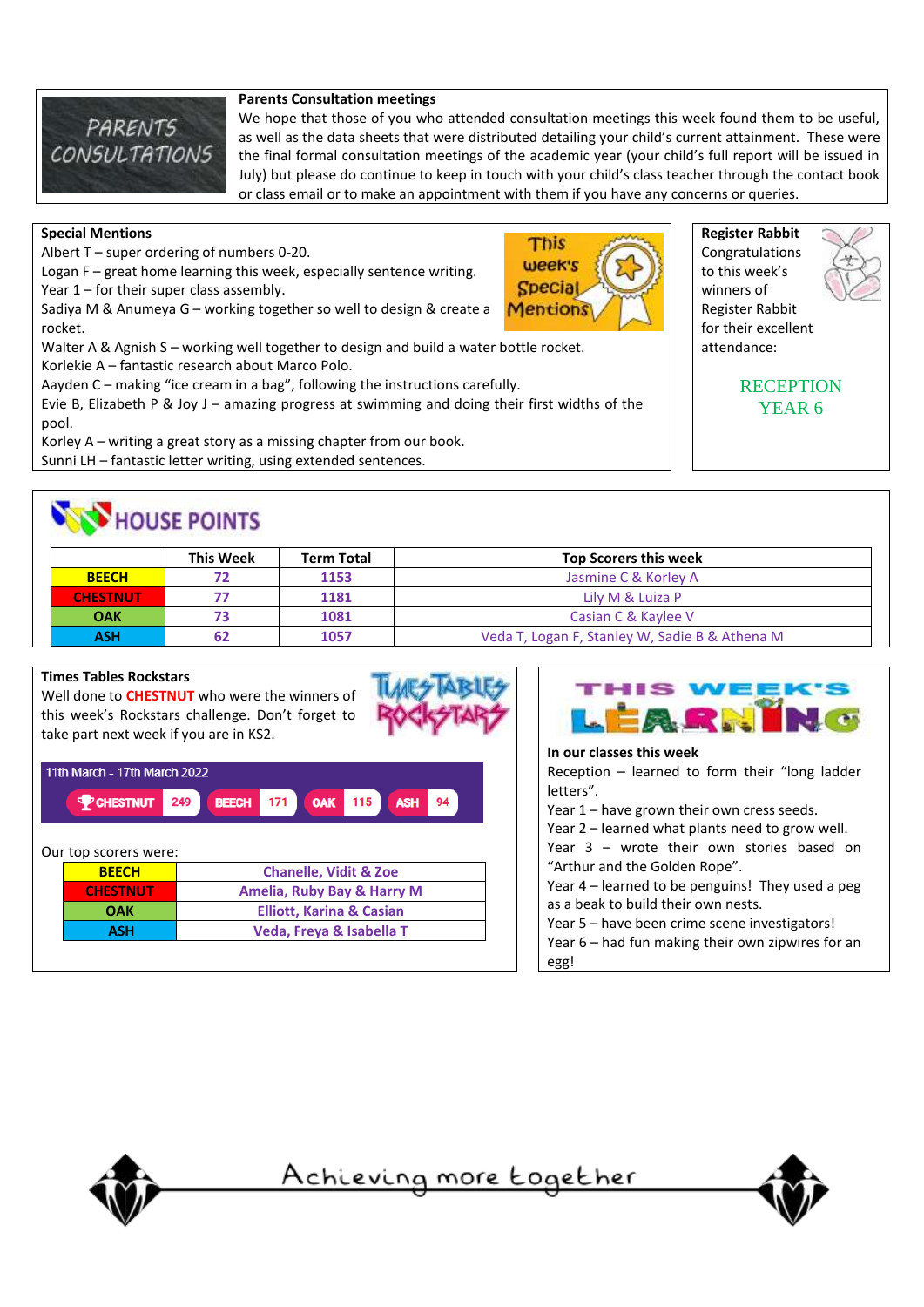## Parents Consultation meetings

We hope that those of you who attended consultation meetings this week found them to be useful, as well as the data sheets that were distributed detailing your child's current attainment. These were the final formal consultation meetings of the academic year (your child's full report will be issued in July) but please do continue to keep in touch with your child's class teacher through the contact book or class email or to make an appointment with them if you have any concerns or queries.

## Special Mentions

Albert T – super ordering of numbers 0-20.
Logan F – great home learning this week, especially sentence writing.
Year 1 – for their super class assembly.
Sadiya M & Anumeya G – working together so well to design & create a rocket.
Walter A & Agnish S – working well together to design and build a water bottle rocket.
Korlekie A – fantastic research about Marco Polo.
Aayden C – making "ice cream in a bag", following the instructions carefully.
Evie B, Elizabeth P & Joy J – amazing progress at swimming and doing their first widths of the pool.
Korley A – writing a great story as a missing chapter from our book.
Sunni LH – fantastic letter writing, using extended sentences.

## Register Rabbit

Congratulations to this week's winners of Register Rabbit for their excellent attendance:

RECEPTION
YEAR 6

## HOUSE POINTS

| | This Week | Term Total | Top Scorers this week |
|---|---|---|---|
| BEECH | 72 | 1153 | Jasmine C & Korley A |
| CHESTNUT | 77 | 1181 | Lily M & Luiza P |
| OAK | 73 | 1081 | Casian C & Kaylee V |
| ASH | 62 | 1057 | Veda T, Logan F, Stanley W, Sadie B & Athena M |

## Times Tables Rockstars

Well done to **CHESTNUT** who were the winners of this week's Rockstars challenge. Don't forget to take part next week if you are in KS2.

11th March - 17th March 2022

CHESTNUT 249 | BEECH 171 | OAK 115 | ASH 94

Our top scorers were:

| | |
|---|---|
| BEECH | Chanelle, Vidit & Zoe |
| CHESTNUT | Amelia, Ruby Bay & Harry M |
| OAK | Elliott, Karina & Casian |
| ASH | Veda, Freya & Isabella T |

## THIS WEEK'S LEARNING

**In our classes this week**

Reception – learned to form their "long ladder letters".
Year 1 – have grown their own cress seeds.
Year 2 – learned what plants need to grow well.
Year 3 – wrote their own stories based on "Arthur and the Golden Rope".
Year 4 – learned to be penguins! They used a peg as a beak to build their own nests.
Year 5 – have been crime scene investigators!
Year 6 – had fun making their own zipwires for an egg!

Achieving more together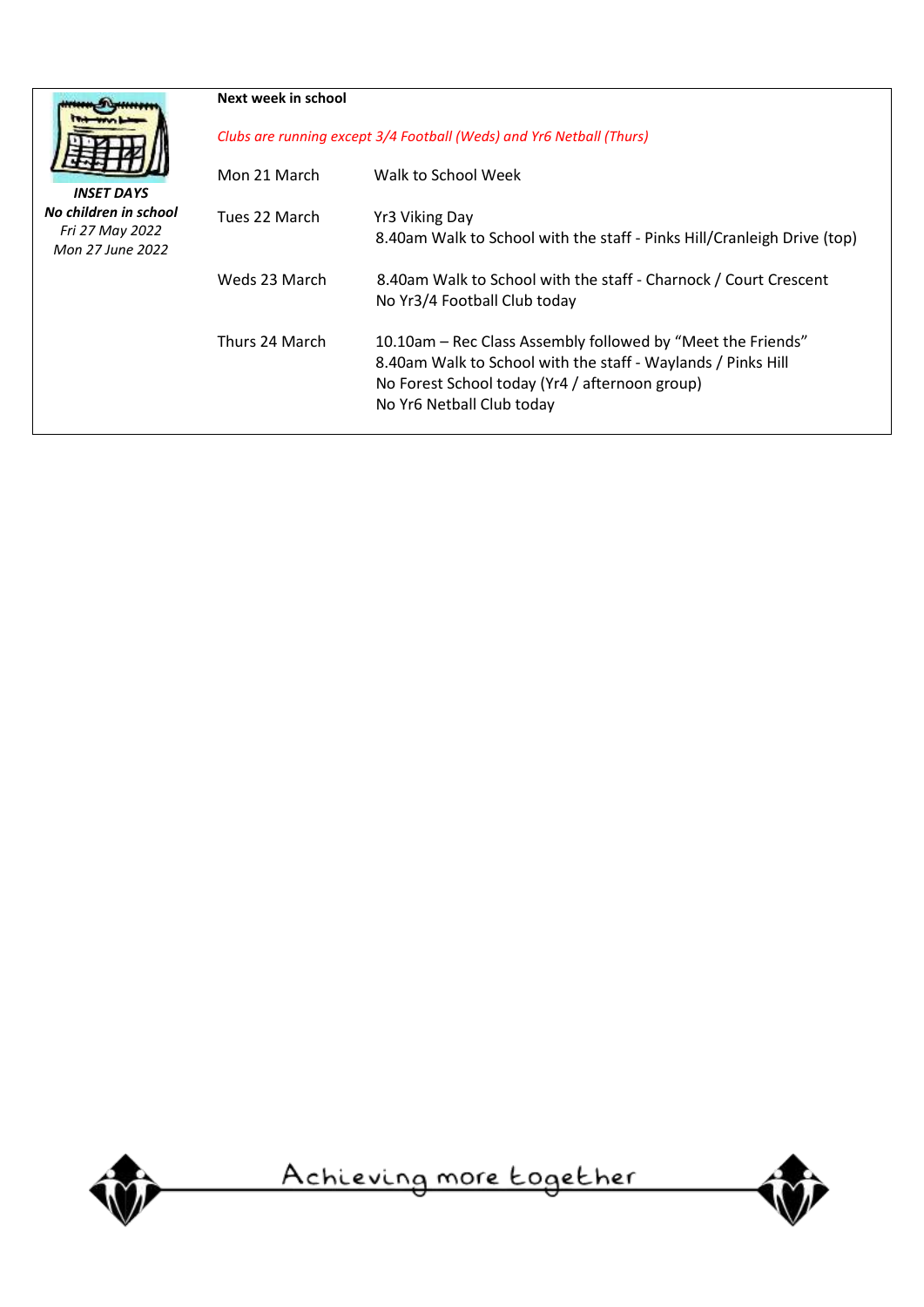**INSET DAYS**
***No children in school***
*Fri 27 May 2022*
*Mon 27 June 2022*

**Next week in school**

*Clubs are running except 3/4 Football (Weds) and Yr6 Netball (Thurs)*

| | |
|---|---|
| Mon 21 March | Walk to School Week |
| Tues 22 March | Yr3 Viking Day<br>8.40am Walk to School with the staff - Pinks Hill/Cranleigh Drive (top) |
| Weds 23 March | 8.40am Walk to School with the staff - Charnock / Court Crescent<br>No Yr3/4 Football Club today |
| Thurs 24 March | 10.10am – Rec Class Assembly followed by "Meet the Friends"<br>8.40am Walk to School with the staff - Waylands / Pinks Hill<br>No Forest School today (Yr4 / afternoon group)<br>No Yr6 Netball Club today |

Achieving more together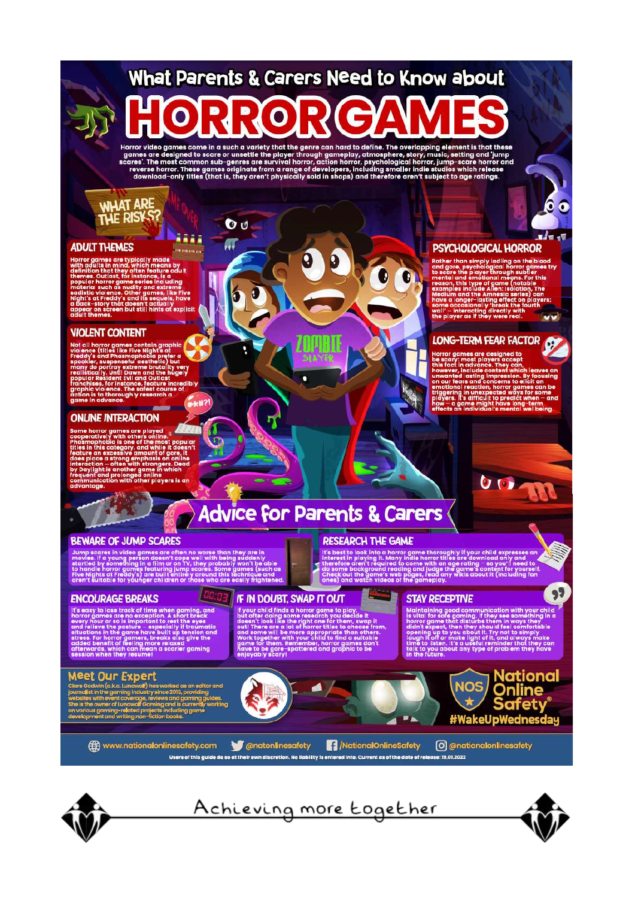# What Parents & Carers Need to Know about HORROR GAMES

Horror video games come in a such a variety that the genre can hard to define. The overlapping element is that these games are designed to scare or unsettle the player through gameplay, atmosphere, story, music, setting and 'jump scares'. The most common sub-genres are survival horror, action horror, psychological horror, jump-scare horror and reverse horror. These games originate from a range of developers, including smaller indie studios which release download-only titles (that is, they aren't physically sold in shops) and therefore aren't subject to age ratings.

## WHAT ARE THE RISKS?

### ADULT THEMES

Horror games are typically made with adults in mind, which means by definition that they often feature adult themes. Outlast, for instance, is a popular horror game series including material such as nudity and extreme sadistic violence. Other games, like Five Night's at Freddy's and its sequels, have a back-story that doesn't actually appear on screen but still hints at explicit adult themes.

### VIOLENT CONTENT

Not all horror games contain graphic violence (titles like Five Night's at Freddy's and Phasmophobia prefer a spookier, suspenseful aesthetic) but many do portray extreme brutality very realistically. Until Dawn and the hugely popular Resident Evil and Outlast franchises, for instance, feature incredibly graphic violence. The safest course of action is to thoroughly research a game in advance.

### ONLINE INTERACTION

Some horror games are played cooperatively with others online. Phasmophobia is one of the most popular titles in this category, and while it doesn't feature an excessive amount of gore, it does place a strong emphasis on online interaction – often with strangers. Dead by Daylight is another game in which frequent and prolonged online communication with other players is an advantage.

### PSYCHOLOGICAL HORROR

Rather than simply ladling on the blood and gore, psychological horror games try to scare the player through subtler mental and emotional means. For this reason, this type of game (notable examples include Alien: Isolation, The Medium and the Amnesia series) can have a longer-lasting effect on players; some occasionally 'break the fourth wall' – interacting directly with the player as if they were real.

### LONG-TERM FEAR FACTOR

Horror games are designed to be scary: most players accept this fact in advance. They can, however, include content which leaves an unwanted lasting impression. By focusing on our fears and concerns to elicit an emotional reaction, horror games can be triggering in unexpected ways for some players. It's difficult to predict when – and how – a game might have long-term effects on an individual's mental wellbeing.

## Advice for Parents & Carers

### BEWARE OF JUMP SCARES

Jump scares in video games are often no worse than they are in movies. If a young person doesn't cope well with being suddenly startled by something in a film or on TV, they probably won't be able to handle horror games featuring jump scares. Some games (such as Five Nights at Freddy's) are built entirely around this technique and aren't suitable for younger children or those who are easily frightened.

### RESEARCH THE GAME

It's best to look into a horror game thoroughly if your child expresses an interest in playing it. Many indie horror titles are download only and therefore aren't required to come with an age rating – so you'll need to do some background reading and judge the game's content for yourself. Check out the game's web pages, read any wikis about it (including fan ones) and watch videos of the gameplay.

### ENCOURAGE BREAKS

It's easy to lose track of time when gaming, and horror games are no exception. A short break every hour or so is important to rest the eyes and relieve the posture – especially if traumatic situations in the game have built up tension and stress. For horror gamers, breaks also give the added benefit of feeling more relaxed afterwards, which can mean a scarier gaming session when they resume!

### IF IN DOUBT, SWAP IT OUT

If your child finds a horror game to play, but after doing some research you decide it doesn't look like the right one for them, swap it out! There are a lot of horror titles to choose from, and some will be more appropriate than others. Work together with your child to find a suitable game for them. Remember, horror games don't have to be gore-spattered and graphic to be enjoyably scary!

### STAY RECEPTIVE

Maintaining good communication with your child is vital for safe gaming. If they see something in a horror game that disturbs them in ways they didn't expect, then they should feel comfortable opening up to you about it. Try not to simply laugh it off or make light of it, and always make time to listen. It's a useful reminder that they can talk to you about any type of problem they have in the future.

## Meet Our Expert

Clare Godwin (a.k.a. Lunawolf) has worked as an editor and journalist in the gaming industry since 2015, providing websites with event coverage, reviews and gaming guides. She is the owner of Lunawolf Gaming and is currently working on various gaming-related projects including game development and writing non-fiction books.

National Online Safety® #WakeUpWednesday

www.nationalonlinesafety.com @natonlinesafety /NationalOnlineSafety @nationalonlinesafety

Users of this guide do so at their own discretion. No liability is entered into. Current as of the date of release: 19.01.2022

Achieving more together